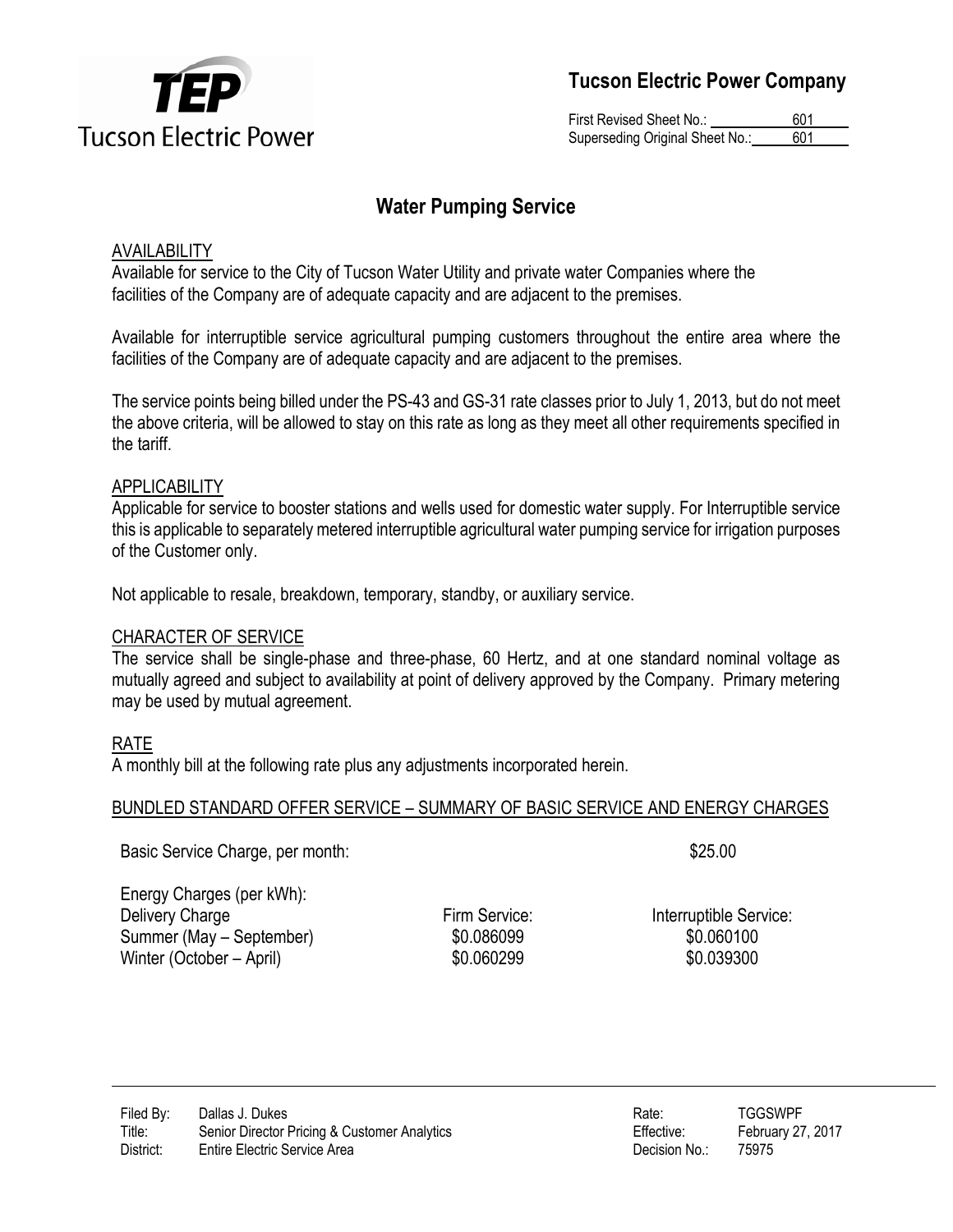# Tucson Electric Power Company

First Revised Sheet No.: 601
Superseding Original Sheet No.: 601

## Water Pumping Service

AVAILABILITY

Available for service to the City of Tucson Water Utility and private water Companies where the facilities of the Company are of adequate capacity and are adjacent to the premises.

Available for interruptible service agricultural pumping customers throughout the entire area where the facilities of the Company are of adequate capacity and are adjacent to the premises.

The service points being billed under the PS-43 and GS-31 rate classes prior to July 1, 2013, but do not meet the above criteria, will be allowed to stay on this rate as long as they meet all other requirements specified in the tariff.

APPLICABILITY

Applicable for service to booster stations and wells used for domestic water supply. For Interruptible service this is applicable to separately metered interruptible agricultural water pumping service for irrigation purposes of the Customer only.

Not applicable to resale, breakdown, temporary, standby, or auxiliary service.

CHARACTER OF SERVICE

The service shall be single-phase and three-phase, 60 Hertz, and at one standard nominal voltage as mutually agreed and subject to availability at point of delivery approved by the Company. Primary metering may be used by mutual agreement.

RATE

A monthly bill at the following rate plus any adjustments incorporated herein.

BUNDLED STANDARD OFFER SERVICE – SUMMARY OF BASIC SERVICE AND ENERGY CHARGES

| Basic Service Charge, per month: | | $25.00 |
|---|---|---|
| Energy Charges (per kWh): | | |
| Delivery Charge | Firm Service: | Interruptible Service: |
| Summer (May – September) | $0.086099 | $0.060100 |
| Winter (October – April) | $0.060299 | $0.039300 |

Filed By: Dallas J. Dukes
Title: Senior Director Pricing & Customer Analytics
District: Entire Electric Service Area

Rate: TGGSWPF
Effective: February 27, 2017
Decision No.: 75975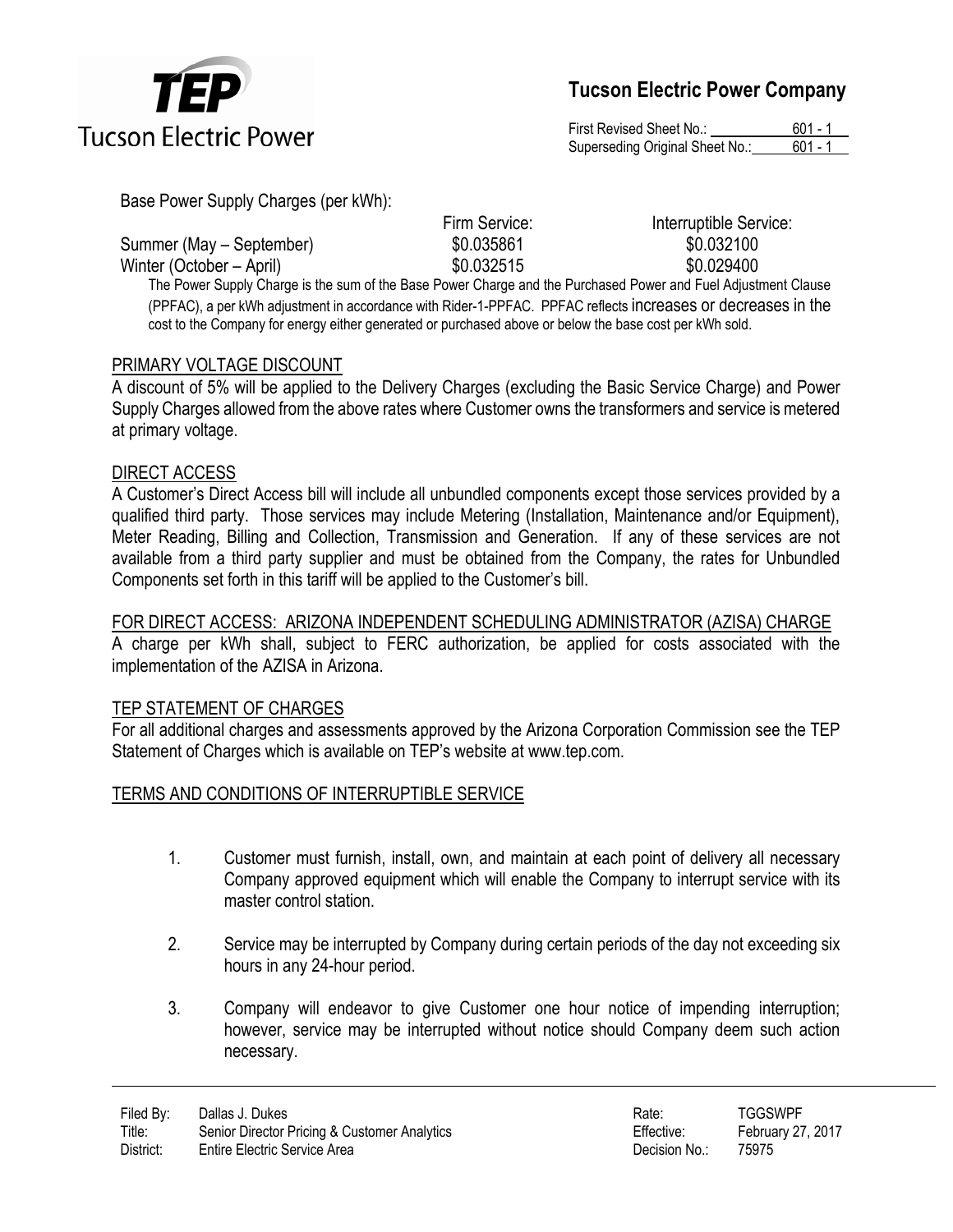Base Power Supply Charges (per kWh):

| | Firm Service: | Interruptible Service: |
| --- | --- | --- |
| Summer (May – September) | \$0.035861 | \$0.032100 |
| Winter (October – April) | \$0.032515 | \$0.029400 |

The Power Supply Charge is the sum of the Base Power Charge and the Purchased Power and Fuel Adjustment Clause (PPFAC), a per kWh adjustment in accordance with Rider-1-PPFAC. PPFAC reflects increases or decreases in the cost to the Company for energy either generated or purchased above or below the base cost per kWh sold.

## PRIMARY VOLTAGE DISCOUNT

A discount of 5% will be applied to the Delivery Charges (excluding the Basic Service Charge) and Power Supply Charges allowed from the above rates where Customer owns the transformers and service is metered at primary voltage.

## DIRECT ACCESS

A Customer's Direct Access bill will include all unbundled components except those services provided by a qualified third party. Those services may include Metering (Installation, Maintenance and/or Equipment), Meter Reading, Billing and Collection, Transmission and Generation. If any of these services are not available from a third party supplier and must be obtained from the Company, the rates for Unbundled Components set forth in this tariff will be applied to the Customer's bill.

## FOR DIRECT ACCESS: ARIZONA INDEPENDENT SCHEDULING ADMINISTRATOR (AZISA) CHARGE

A charge per kWh shall, subject to FERC authorization, be applied for costs associated with the implementation of the AZISA in Arizona.

## TEP STATEMENT OF CHARGES

For all additional charges and assessments approved by the Arizona Corporation Commission see the TEP Statement of Charges which is available on TEP's website at www.tep.com.

## TERMS AND CONDITIONS OF INTERRUPTIBLE SERVICE

1. Customer must furnish, install, own, and maintain at each point of delivery all necessary Company approved equipment which will enable the Company to interrupt service with its master control station.
2. Service may be interrupted by Company during certain periods of the day not exceeding six hours in any 24-hour period.
3. Company will endeavor to give Customer one hour notice of impending interruption; however, service may be interrupted without notice should Company deem such action necessary.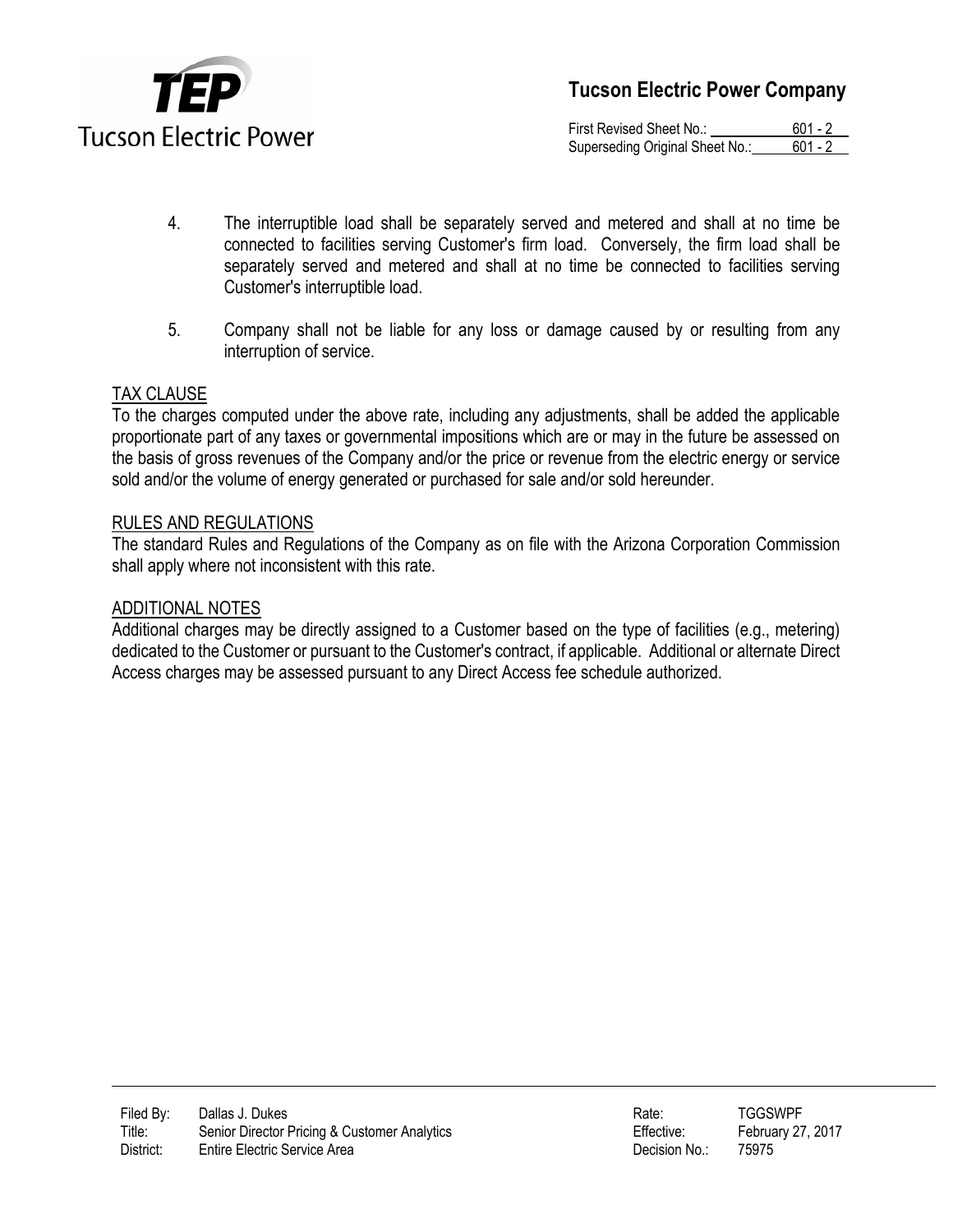4. The interruptible load shall be separately served and metered and shall at no time be connected to facilities serving Customer's firm load. Conversely, the firm load shall be separately served and metered and shall at no time be connected to facilities serving Customer's interruptible load.

5. Company shall not be liable for any loss or damage caused by or resulting from any interruption of service.

## TAX CLAUSE

To the charges computed under the above rate, including any adjustments, shall be added the applicable proportionate part of any taxes or governmental impositions which are or may in the future be assessed on the basis of gross revenues of the Company and/or the price or revenue from the electric energy or service sold and/or the volume of energy generated or purchased for sale and/or sold hereunder.

## RULES AND REGULATIONS

The standard Rules and Regulations of the Company as on file with the Arizona Corporation Commission shall apply where not inconsistent with this rate.

## ADDITIONAL NOTES

Additional charges may be directly assigned to a Customer based on the type of facilities (e.g., metering) dedicated to the Customer or pursuant to the Customer's contract, if applicable. Additional or alternate Direct Access charges may be assessed pursuant to any Direct Access fee schedule authorized.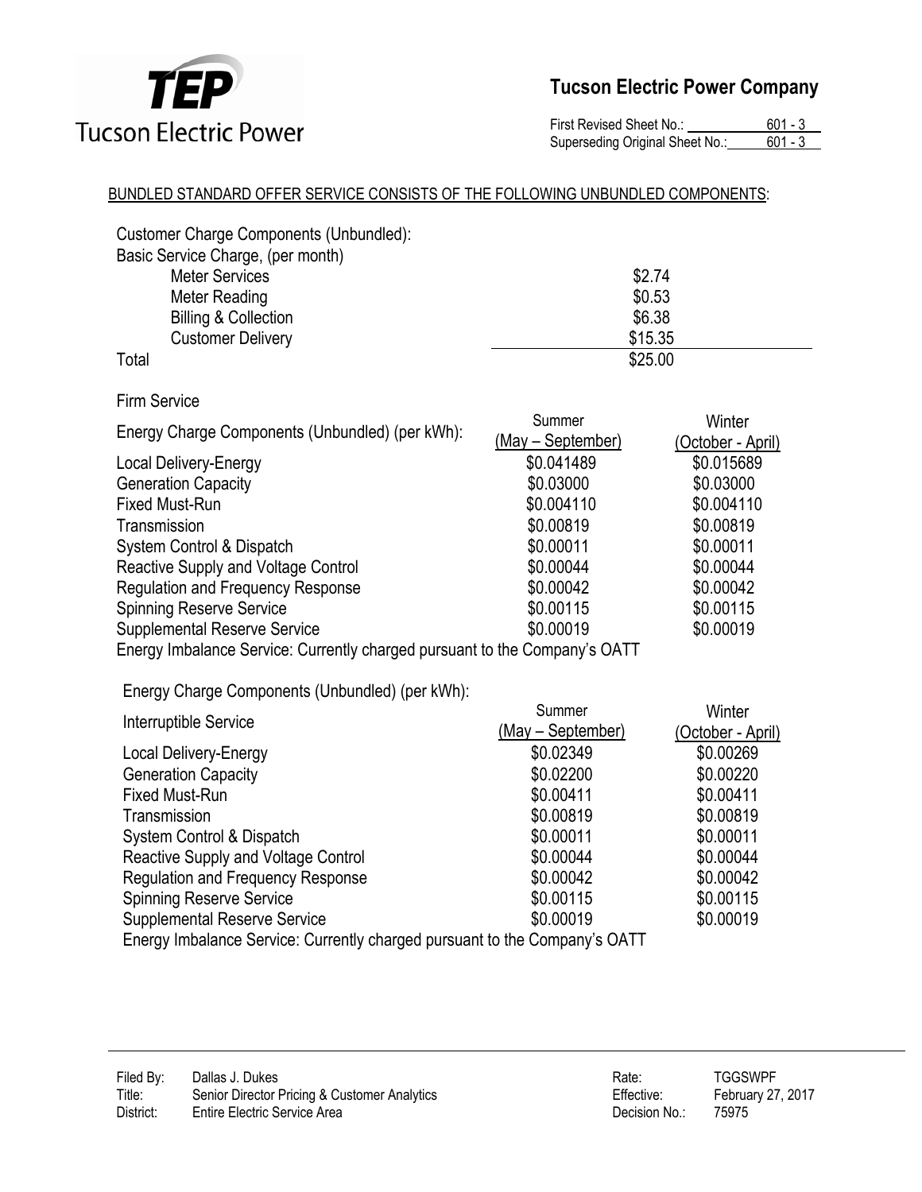First Revised Sheet No.: 601 - 3
Superseding Original Sheet No.: 601 - 3

BUNDLED STANDARD OFFER SERVICE CONSISTS OF THE FOLLOWING UNBUNDLED COMPONENTS:

Customer Charge Components (Unbundled):

| Basic Service Charge, (per month) | |
|---|---|
| Meter Services | \$2.74 |
| Meter Reading | \$0.53 |
| Billing & Collection | \$6.38 |
| Customer Delivery | \$15.35 |
| Total | \$25.00 |

Firm Service

| Energy Charge Components (Unbundled) (per kWh): | Summer (May – September) | Winter (October - April) |
|---|---|---|
| Local Delivery-Energy | \$0.041489 | \$0.015689 |
| Generation Capacity | \$0.03000 | \$0.03000 |
| Fixed Must-Run | \$0.004110 | \$0.004110 |
| Transmission | \$0.00819 | \$0.00819 |
| System Control & Dispatch | \$0.00011 | \$0.00011 |
| Reactive Supply and Voltage Control | \$0.00044 | \$0.00044 |
| Regulation and Frequency Response | \$0.00042 | \$0.00042 |
| Spinning Reserve Service | \$0.00115 | \$0.00115 |
| Supplemental Reserve Service | \$0.00019 | \$0.00019 |

Energy Imbalance Service: Currently charged pursuant to the Company's OATT

Energy Charge Components (Unbundled) (per kWh):

| Interruptible Service | Summer (May – September) | Winter (October - April) |
|---|---|---|
| Local Delivery-Energy | \$0.02349 | \$0.00269 |
| Generation Capacity | \$0.02200 | \$0.00220 |
| Fixed Must-Run | \$0.00411 | \$0.00411 |
| Transmission | \$0.00819 | \$0.00819 |
| System Control & Dispatch | \$0.00011 | \$0.00011 |
| Reactive Supply and Voltage Control | \$0.00044 | \$0.00044 |
| Regulation and Frequency Response | \$0.00042 | \$0.00042 |
| Spinning Reserve Service | \$0.00115 | \$0.00115 |
| Supplemental Reserve Service | \$0.00019 | \$0.00019 |

Energy Imbalance Service: Currently charged pursuant to the Company's OATT

Filed By: Dallas J. Dukes
Title: Senior Director Pricing & Customer Analytics
District: Entire Electric Service Area

Rate: TGGSWPF
Effective: February 27, 2017
Decision No.: 75975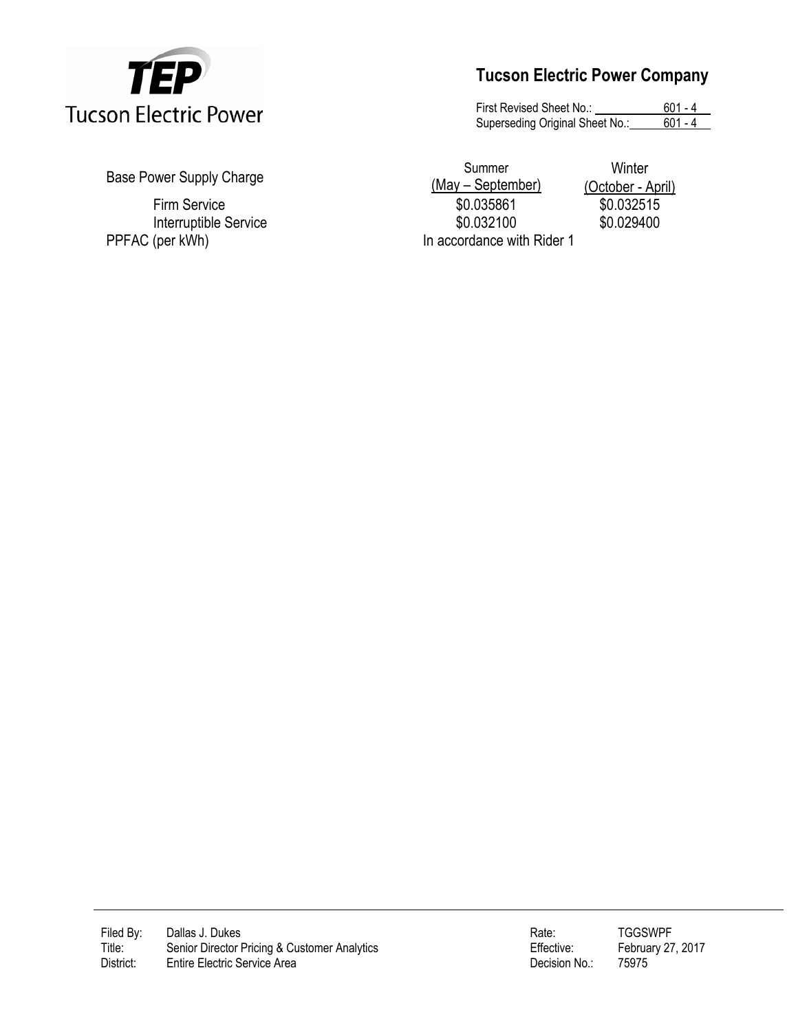| | Summer (May – September) | Winter (October - April) |
| --- | --- | --- |
| Base Power Supply Charge | | |
| Firm Service | \$0.035861 | \$0.032515 |
| Interruptible Service | \$0.032100 | \$0.029400 |
| PPFAC (per kWh) | In accordance with Rider 1 | |